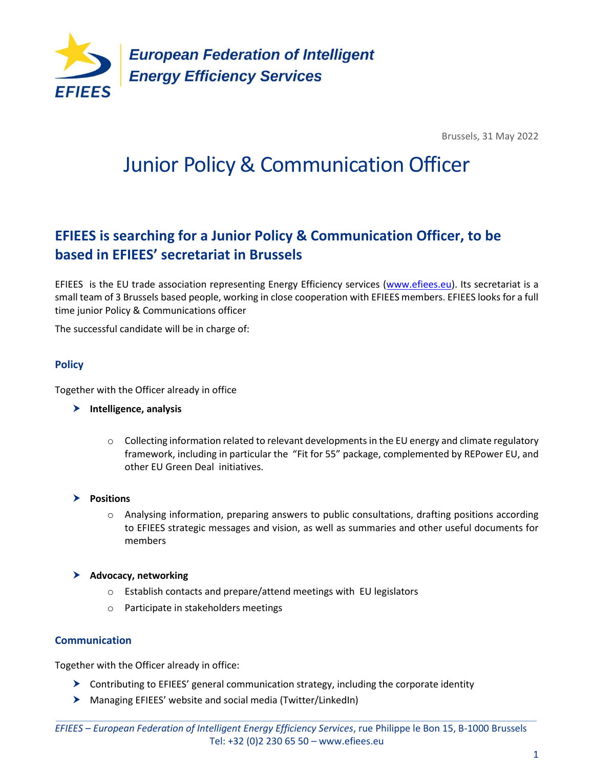European Federation of Intelligent Energy Efficiency Services

Brussels, 31 May 2022

# Junior Policy & Communication Officer

## EFIEES is searching for a Junior Policy & Communication Officer, to be based in EFIEES' secretariat in Brussels

EFIEES is the EU trade association representing Energy Efficiency services ([www.efiees.eu](http://www.efiees.eu)). Its secretariat is a small team of 3 Brussels based people, working in close cooperation with EFIEES members. EFIEES looks for a full time junior Policy & Communications officer

The successful candidate will be in charge of:

### Policy

Together with the Officer already in office

- **Intelligence, analysis**
  - Collecting information related to relevant developments in the EU energy and climate regulatory framework, including in particular the "Fit for 55" package, complemented by REPower EU, and other EU Green Deal initiatives.
- **Positions**
  - Analysing information, preparing answers to public consultations, drafting positions according to EFIEES strategic messages and vision, as well as summaries and other useful documents for members
- **Advocacy, networking**
  - Establish contacts and prepare/attend meetings with EU legislators
  - Participate in stakeholders meetings

### Communication

Together with the Officer already in office:

- Contributing to EFIEES' general communication strategy, including the corporate identity
- Managing EFIEES' website and social media (Twitter/LinkedIn)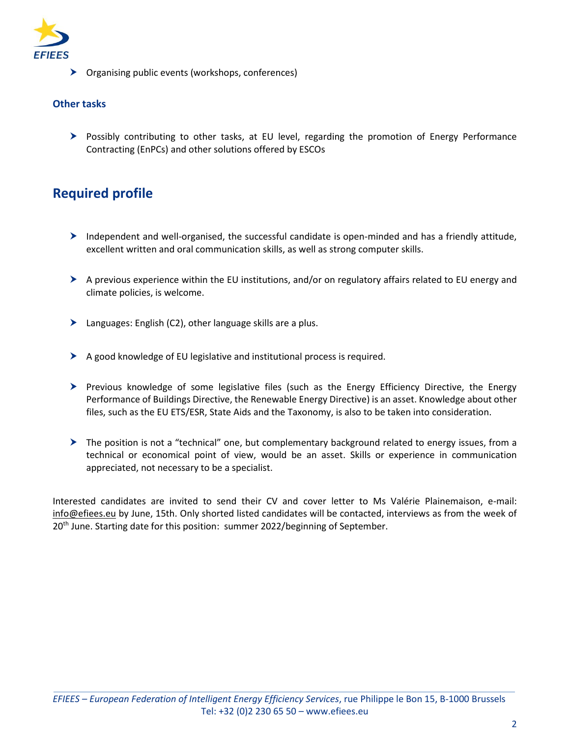- Organising public events (workshops, conferences)

### Other tasks

- Possibly contributing to other tasks, at EU level, regarding the promotion of Energy Performance Contracting (EnPCs) and other solutions offered by ESCOs

## Required profile

- Independent and well-organised, the successful candidate is open-minded and has a friendly attitude, excellent written and oral communication skills, as well as strong computer skills.
- A previous experience within the EU institutions, and/or on regulatory affairs related to EU energy and climate policies, is welcome.
- Languages: English (C2), other language skills are a plus.
- A good knowledge of EU legislative and institutional process is required.
- Previous knowledge of some legislative files (such as the Energy Efficiency Directive, the Energy Performance of Buildings Directive, the Renewable Energy Directive) is an asset. Knowledge about other files, such as the EU ETS/ESR, State Aids and the Taxonomy, is also to be taken into consideration.
- The position is not a "technical" one, but complementary background related to energy issues, from a technical or economical point of view, would be an asset. Skills or experience in communication appreciated, not necessary to be a specialist.

Interested candidates are invited to send their CV and cover letter to Ms Valérie Plainemaison, e-mail: info@efiees.eu by June, 15th. Only shorted listed candidates will be contacted, interviews as from the week of 20th June. Starting date for this position: summer 2022/beginning of September.